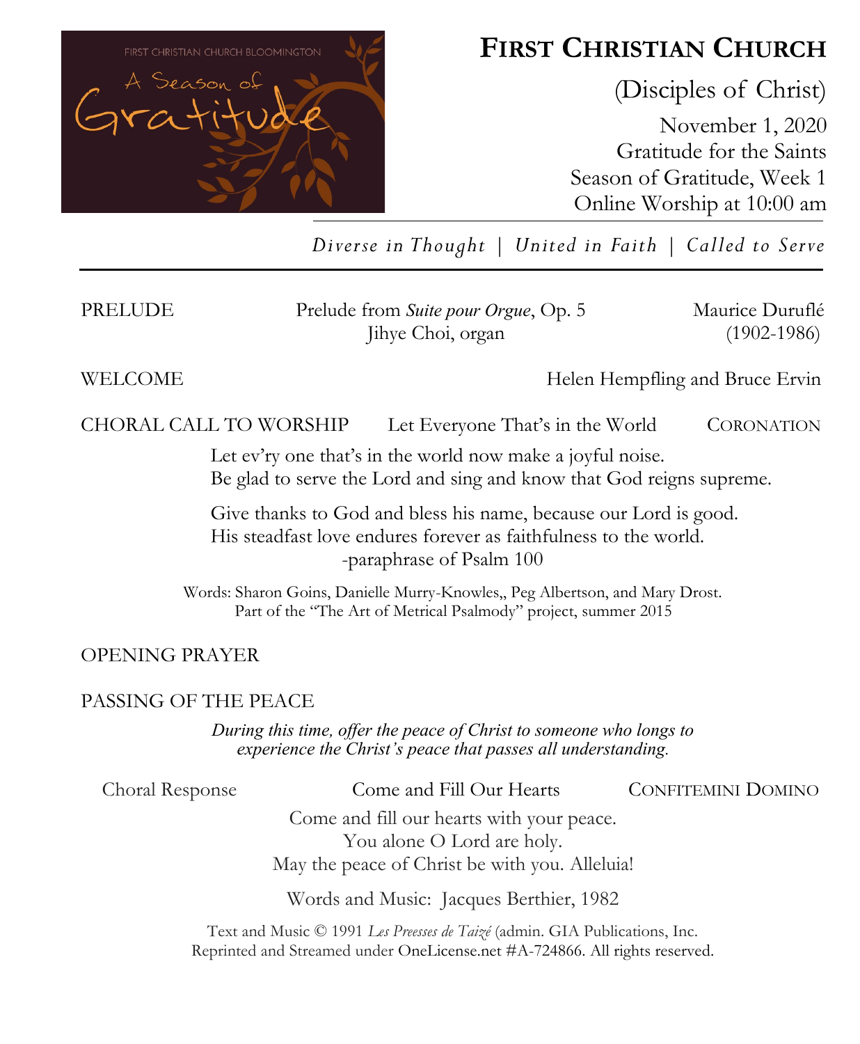FIRST CHRISTIAN CHURCH BLOOMINGTON

A Season of Gratitude

# FIRST CHRISTIAN CHURCH

(Disciples of Christ)

November 1, 2020
Gratitude for the Saints
Season of Gratitude, Week 1
Online Worship at 10:00 am

*Diverse in Thought | United in Faith | Called to Serve*

---

PRELUDE — Prelude from *Suite pour Orgue*, Op. 5 — Maurice Duruflé (1902-1986)
Jihye Choi, organ

WELCOME — Helen Hempfling and Bruce Ervin

CHORAL CALL TO WORSHIP — Let Everyone That's in the World — CORONATION

Let ev'ry one that's in the world now make a joyful noise.
Be glad to serve the Lord and sing and know that God reigns supreme.

Give thanks to God and bless his name, because our Lord is good.
His steadfast love endures forever as faithfulness to the world.
-paraphrase of Psalm 100

Words: Sharon Goins, Danielle Murry-Knowles,, Peg Albertson, and Mary Drost.
Part of the "The Art of Metrical Psalmody" project, summer 2015

OPENING PRAYER

PASSING OF THE PEACE

***During this time, offer the peace of Christ to someone who longs to experience the Christ's peace that passes all understanding.***

Choral Response — Come and Fill Our Hearts — CONFITEMINI DOMINO

Come and fill our hearts with your peace.
You alone O Lord are holy.
May the peace of Christ be with you. Alleluia!

Words and Music: Jacques Berthier, 1982

Text and Music © 1991 *Les Preesses de Taizé* (admin. GIA Publications, Inc.
Reprinted and Streamed under OneLicense.net #A-724866. All rights reserved.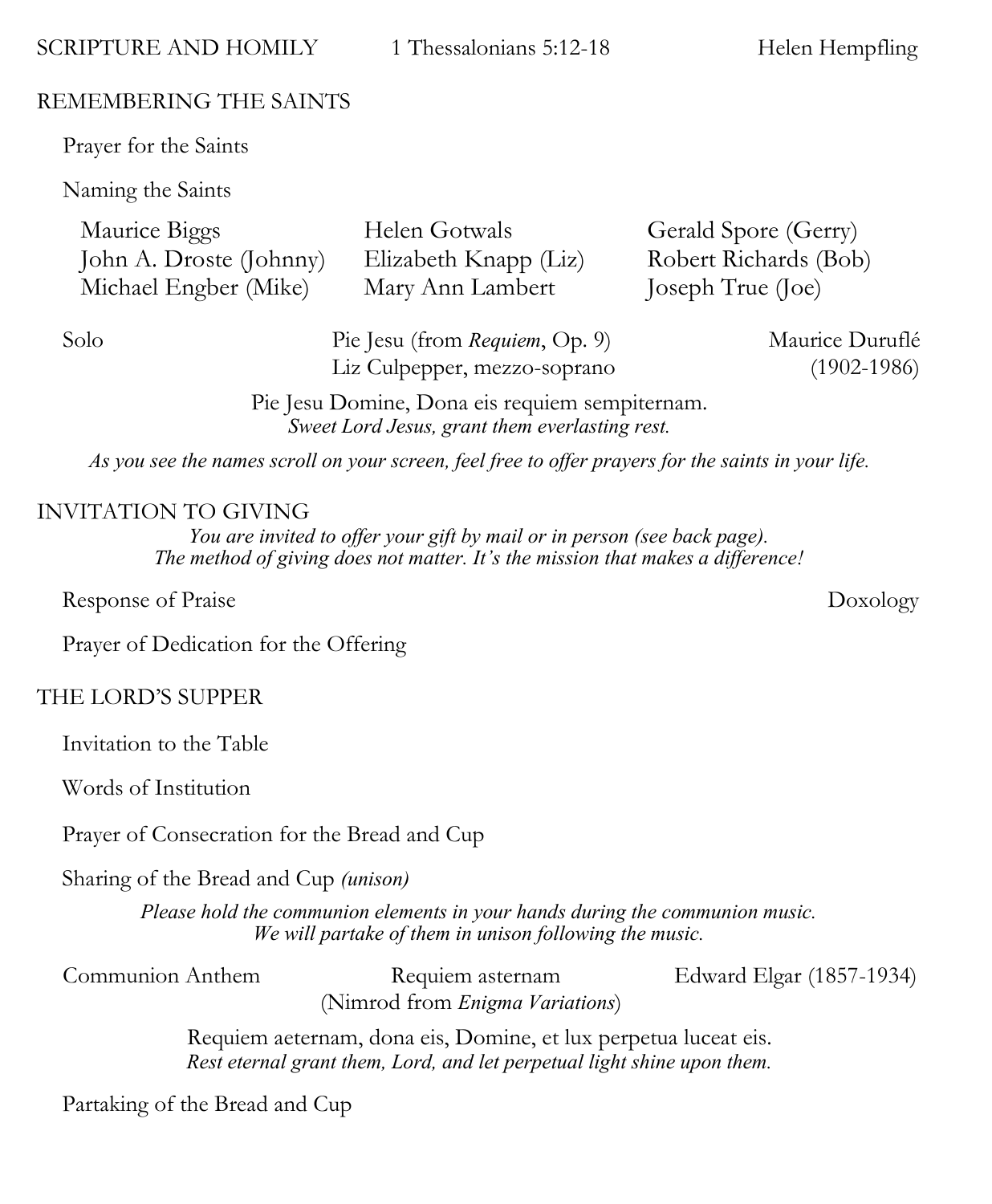## SCRIPTURE AND HOMILY — 1 Thessalonians 5:12-18 — Helen Hempfling

## REMEMBERING THE SAINTS

Prayer for the Saints

Naming the Saints

| | | |
|---|---|---|
| Maurice Biggs | Helen Gotwals | Gerald Spore (Gerry) |
| John A. Droste (Johnny) | Elizabeth Knapp (Liz) | Robert Richards (Bob) |
| Michael Engber (Mike) | Mary Ann Lambert | Joseph True (Joe) |

Solo — Pie Jesu (from *Requiem*, Op. 9) — Maurice Duruflé (1902-1986)
Liz Culpepper, mezzo-soprano

Pie Jesu Domine, Dona eis requiem sempiternam.
*Sweet Lord Jesus, grant them everlasting rest.*

*As you see the names scroll on your screen, feel free to offer prayers for the saints in your life.*

## INVITATION TO GIVING

*You are invited to offer your gift by mail or in person (see back page).*
*The method of giving does not matter. It's the mission that makes a difference!*

Response of Praise — Doxology

Prayer of Dedication for the Offering

## THE LORD'S SUPPER

Invitation to the Table

Words of Institution

Prayer of Consecration for the Bread and Cup

Sharing of the Bread and Cup *(unison)*

*Please hold the communion elements in your hands during the communion music.*
*We will partake of them in unison following the music.*

Communion Anthem — Requiem asternam (Nimrod from *Enigma Variations*) — Edward Elgar (1857-1934)

Requiem aeternam, dona eis, Domine, et lux perpetua luceat eis.
*Rest eternal grant them, Lord, and let perpetual light shine upon them.*

Partaking of the Bread and Cup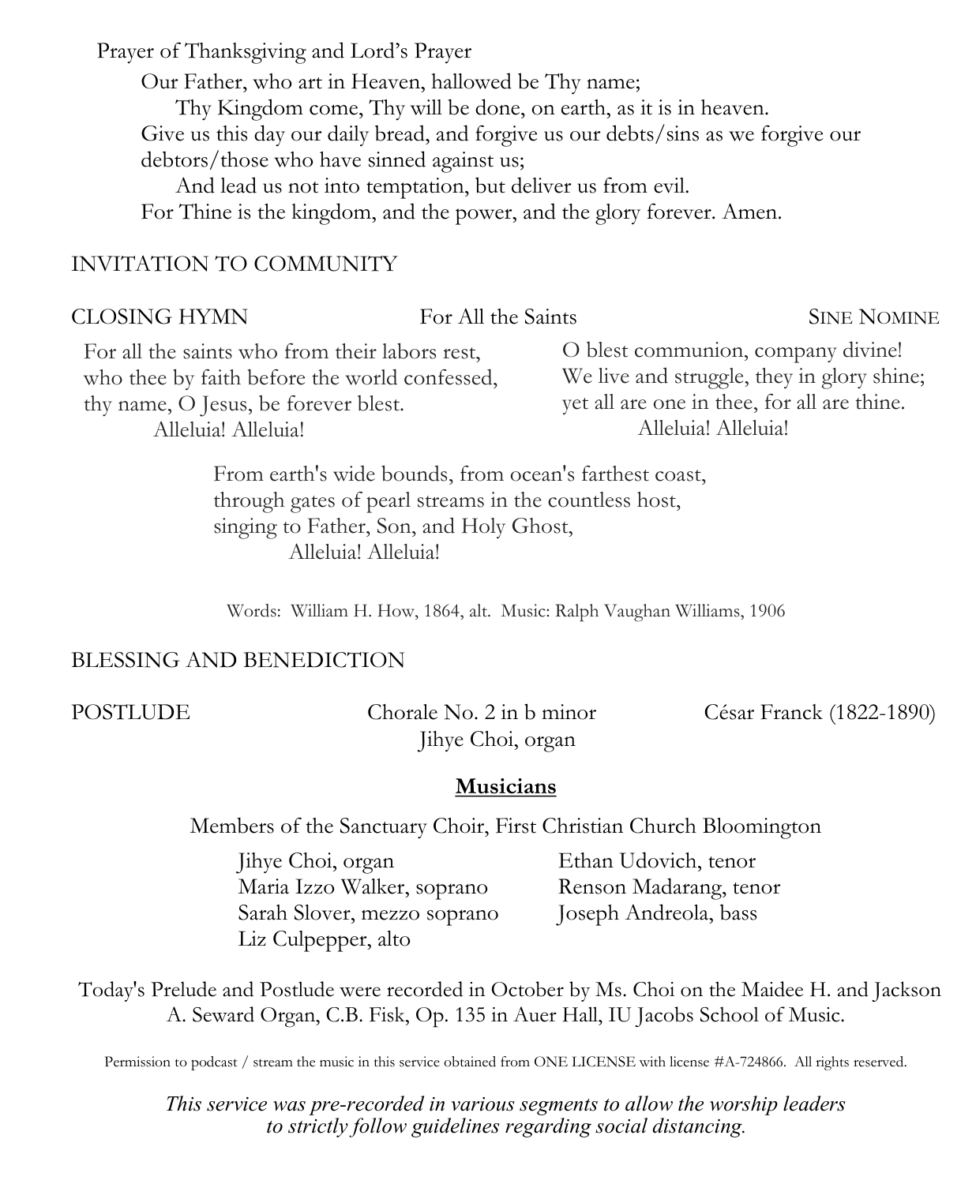Prayer of Thanksgiving and Lord's Prayer

Our Father, who art in Heaven, hallowed be Thy name;
Thy Kingdom come, Thy will be done, on earth, as it is in heaven.
Give us this day our daily bread, and forgive us our debts/sins as we forgive our debtors/those who have sinned against us;
And lead us not into temptation, but deliver us from evil.
For Thine is the kingdom, and the power, and the glory forever. Amen.

INVITATION TO COMMUNITY

CLOSING HYMN — For All the Saints — SINE NOMINE

For all the saints who from their labors rest,
who thee by faith before the world confessed,
thy name, O Jesus, be forever blest.
Alleluia! Alleluia!

O blest communion, company divine!
We live and struggle, they in glory shine;
yet all are one in thee, for all are thine.
Alleluia! Alleluia!

From earth's wide bounds, from ocean's farthest coast,
through gates of pearl streams in the countless host,
singing to Father, Son, and Holy Ghost,
Alleluia! Alleluia!

Words: William H. How, 1864, alt. Music: Ralph Vaughan Williams, 1906

BLESSING AND BENEDICTION

POSTLUDE — Chorale No. 2 in b minor — César Franck (1822-1890)
Jihye Choi, organ

## **Musicians**

Members of the Sanctuary Choir, First Christian Church Bloomington

Jihye Choi, organ
Maria Izzo Walker, soprano
Sarah Slover, mezzo soprano
Liz Culpepper, alto
Ethan Udovich, tenor
Renson Madarang, tenor
Joseph Andreola, bass

Today's Prelude and Postlude were recorded in October by Ms. Choi on the Maidee H. and Jackson A. Seward Organ, C.B. Fisk, Op. 135 in Auer Hall, IU Jacobs School of Music.

Permission to podcast / stream the music in this service obtained from ONE LICENSE with license #A-724866. All rights reserved.

*This service was pre-recorded in various segments to allow the worship leaders to strictly follow guidelines regarding social distancing.*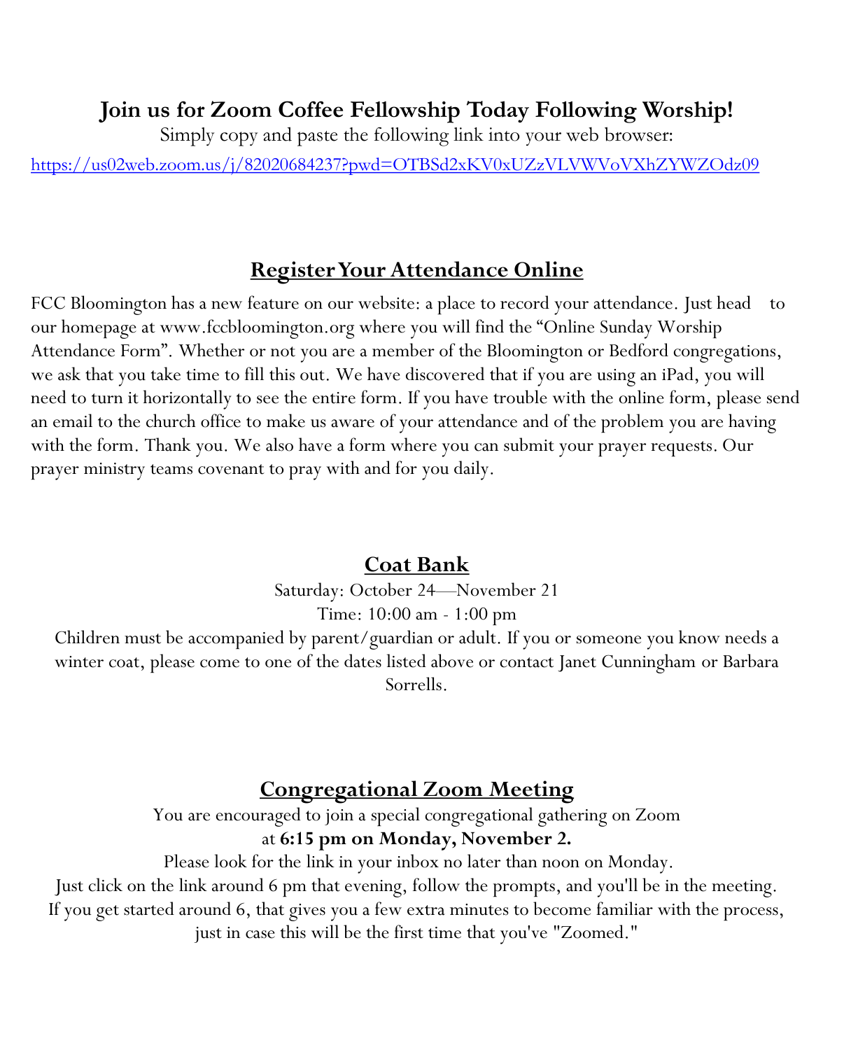## Join us for Zoom Coffee Fellowship Today Following Worship!

Simply copy and paste the following link into your web browser:

https://us02web.zoom.us/j/82020684237?pwd=OTBSd2xKV0xUZzVLVWVoVXhZYWZOdz09

## Register Your Attendance Online

FCC Bloomington has a new feature on our website: a place to record your attendance. Just head to our homepage at www.fccbloomington.org where you will find the "Online Sunday Worship Attendance Form". Whether or not you are a member of the Bloomington or Bedford congregations, we ask that you take time to fill this out. We have discovered that if you are using an iPad, you will need to turn it horizontally to see the entire form. If you have trouble with the online form, please send an email to the church office to make us aware of your attendance and of the problem you are having with the form. Thank you. We also have a form where you can submit your prayer requests. Our prayer ministry teams covenant to pray with and for you daily.

## Coat Bank

Saturday: October 24—November 21

Time: 10:00 am - 1:00 pm

Children must be accompanied by parent/guardian or adult. If you or someone you know needs a winter coat, please come to one of the dates listed above or contact Janet Cunningham or Barbara Sorrells.

## Congregational Zoom Meeting

You are encouraged to join a special congregational gathering on Zoom at **6:15 pm on Monday, November 2.**

Please look for the link in your inbox no later than noon on Monday.

Just click on the link around 6 pm that evening, follow the prompts, and you'll be in the meeting. If you get started around 6, that gives you a few extra minutes to become familiar with the process, just in case this will be the first time that you've "Zoomed."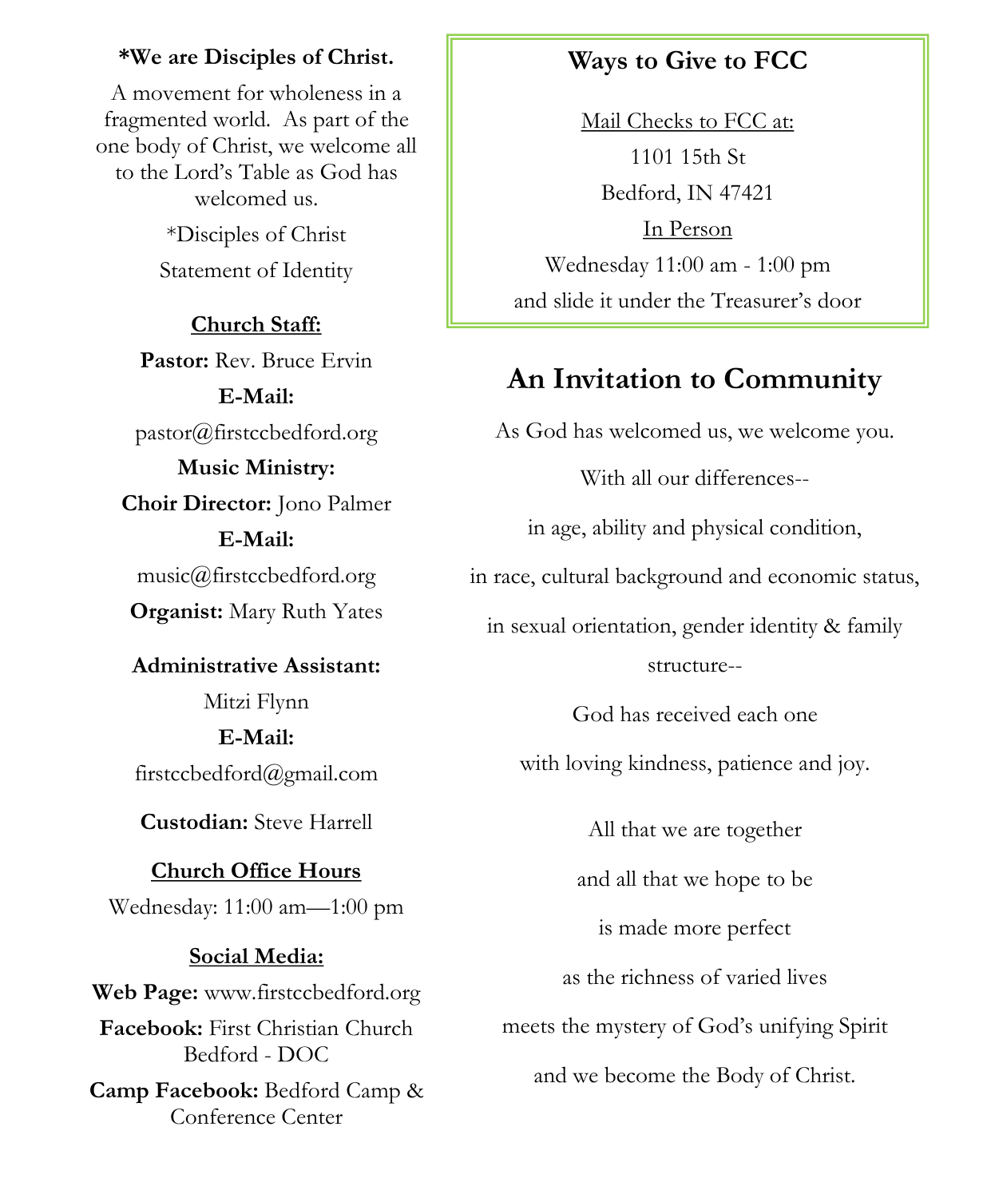**\*We are Disciples of Christ.**

A movement for wholeness in a fragmented world. As part of the one body of Christ, we welcome all to the Lord's Table as God has welcomed us.

\*Disciples of Christ

Statement of Identity

**Church Staff:**

**Pastor:** Rev. Bruce Ervin

**E-Mail:**

pastor@firstccbedford.org

**Music Ministry:**

**Choir Director:** Jono Palmer

**E-Mail:**

music@firstccbedford.org

**Organist:** Mary Ruth Yates

**Administrative Assistant:**

Mitzi Flynn

**E-Mail:**

firstccbedford@gmail.com

**Custodian:** Steve Harrell

**Church Office Hours**

Wednesday: 11:00 am—1:00 pm

**Social Media:**

**Web Page:** www.firstccbedford.org

**Facebook:** First Christian Church Bedford - DOC

**Camp Facebook:** Bedford Camp & Conference Center

## Ways to Give to FCC

Mail Checks to FCC at:

1101 15th St

Bedford, IN 47421

In Person

Wednesday 11:00 am - 1:00 pm

and slide it under the Treasurer's door

## An Invitation to Community

As God has welcomed us, we welcome you.

With all our differences--

in age, ability and physical condition,

in race, cultural background and economic status,

in sexual orientation, gender identity & family structure--

God has received each one

with loving kindness, patience and joy.

All that we are together

and all that we hope to be

is made more perfect

as the richness of varied lives

meets the mystery of God's unifying Spirit

and we become the Body of Christ.